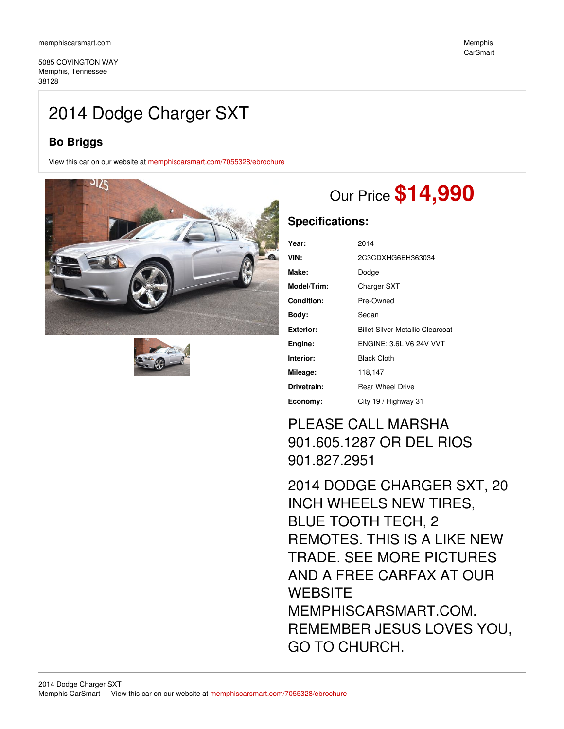memphiscarsmart.com

Memphis CarSmart

5085 COVINGTON WAY
Memphis, Tennessee
38128

# 2014 Dodge Charger SXT

### Bo Briggs

View this car on our website at memphiscarsmart.com/7055328/ebrochure

## Our Price **$14,990**

### Specifications:

| | |
|---|---|
| **Year:** | 2014 |
| **VIN:** | 2C3CDXHG6EH363034 |
| **Make:** | Dodge |
| **Model/Trim:** | Charger SXT |
| **Condition:** | Pre-Owned |
| **Body:** | Sedan |
| **Exterior:** | Billet Silver Metallic Clearcoat |
| **Engine:** | ENGINE: 3.6L V6 24V VVT |
| **Interior:** | Black Cloth |
| **Mileage:** | 118,147 |
| **Drivetrain:** | Rear Wheel Drive |
| **Economy:** | City 19 / Highway 31 |

PLEASE CALL MARSHA 901.605.1287 OR DEL RIOS 901.827.2951

2014 DODGE CHARGER SXT, 20 INCH WHEELS NEW TIRES, BLUE TOOTH TECH, 2 REMOTES. THIS IS A LIKE NEW TRADE. SEE MORE PICTURES AND A FREE CARFAX AT OUR WEBSITE MEMPHISCARSMART.COM. REMEMBER JESUS LOVES YOU, GO TO CHURCH.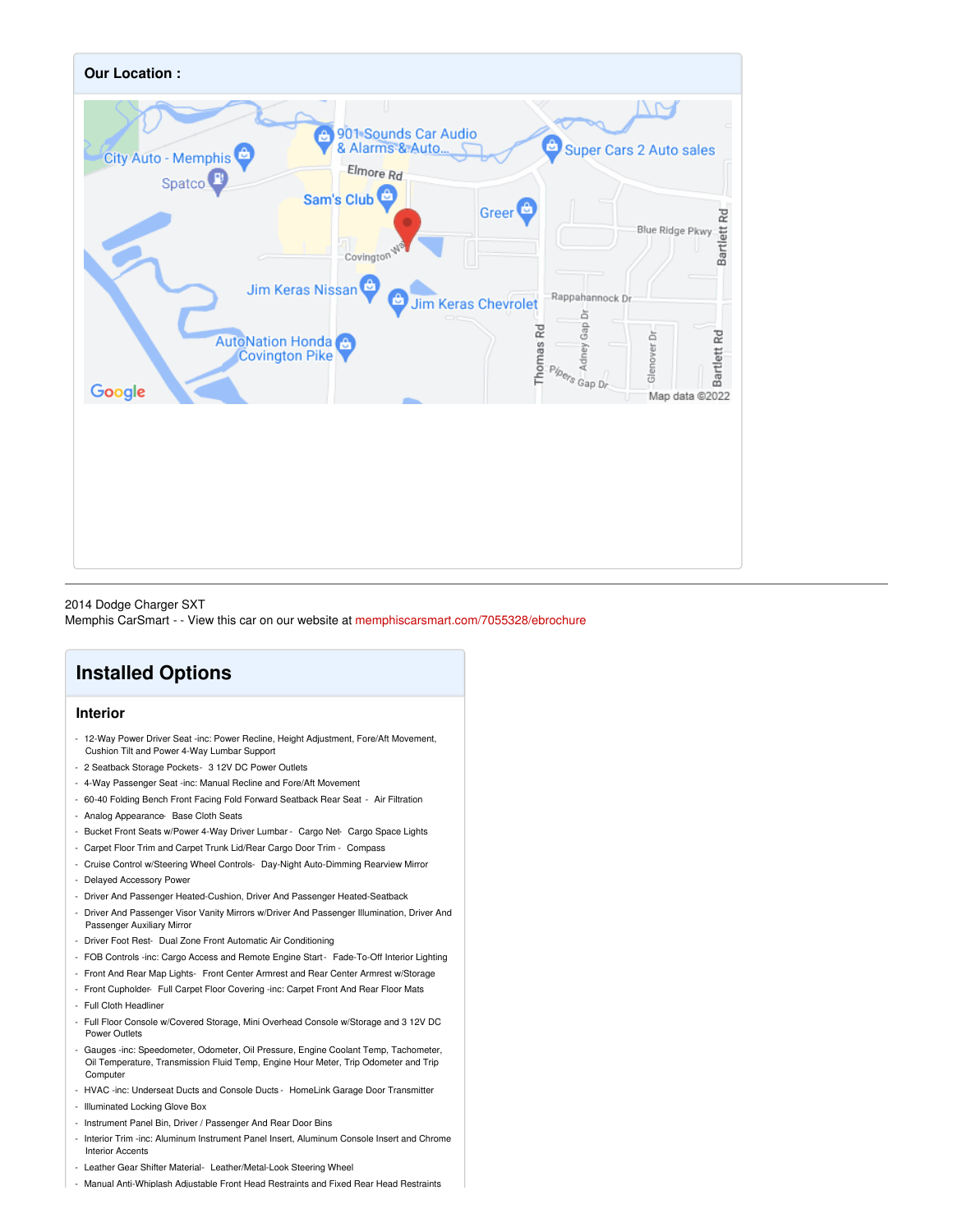## Our Location :

2014 Dodge Charger SXT
Memphis CarSmart - - View this car on our website at memphiscarsmart.com/7055328/ebrochure

# Installed Options

## Interior

- 12-Way Power Driver Seat -inc: Power Recline, Height Adjustment, Fore/Aft Movement, Cushion Tilt and Power 4-Way Lumbar Support
- 2 Seatback Storage Pockets- 3 12V DC Power Outlets
- 4-Way Passenger Seat -inc: Manual Recline and Fore/Aft Movement
- 60-40 Folding Bench Front Facing Fold Forward Seatback Rear Seat - Air Filtration
- Analog Appearance- Base Cloth Seats
- Bucket Front Seats w/Power 4-Way Driver Lumbar - Cargo Net- Cargo Space Lights
- Carpet Floor Trim and Carpet Trunk Lid/Rear Cargo Door Trim - Compass
- Cruise Control w/Steering Wheel Controls- Day-Night Auto-Dimming Rearview Mirror
- Delayed Accessory Power
- Driver And Passenger Heated-Cushion, Driver And Passenger Heated-Seatback
- Driver And Passenger Visor Vanity Mirrors w/Driver And Passenger Illumination, Driver And Passenger Auxiliary Mirror
- Driver Foot Rest- Dual Zone Front Automatic Air Conditioning
- FOB Controls -inc: Cargo Access and Remote Engine Start - Fade-To-Off Interior Lighting
- Front And Rear Map Lights- Front Center Armrest and Rear Center Armrest w/Storage
- Front Cupholder- Full Carpet Floor Covering -inc: Carpet Front And Rear Floor Mats
- Full Cloth Headliner
- Full Floor Console w/Covered Storage, Mini Overhead Console w/Storage and 3 12V DC Power Outlets
- Gauges -inc: Speedometer, Odometer, Oil Pressure, Engine Coolant Temp, Tachometer, Oil Temperature, Transmission Fluid Temp, Engine Hour Meter, Trip Odometer and Trip Computer
- HVAC -inc: Underseat Ducts and Console Ducts - HomeLink Garage Door Transmitter
- Illuminated Locking Glove Box
- Instrument Panel Bin, Driver / Passenger And Rear Door Bins
- Interior Trim -inc: Aluminum Instrument Panel Insert, Aluminum Console Insert and Chrome Interior Accents
- Leather Gear Shifter Material- Leather/Metal-Look Steering Wheel
- Manual Anti-Whiplash Adjustable Front Head Restraints and Fixed Rear Head Restraints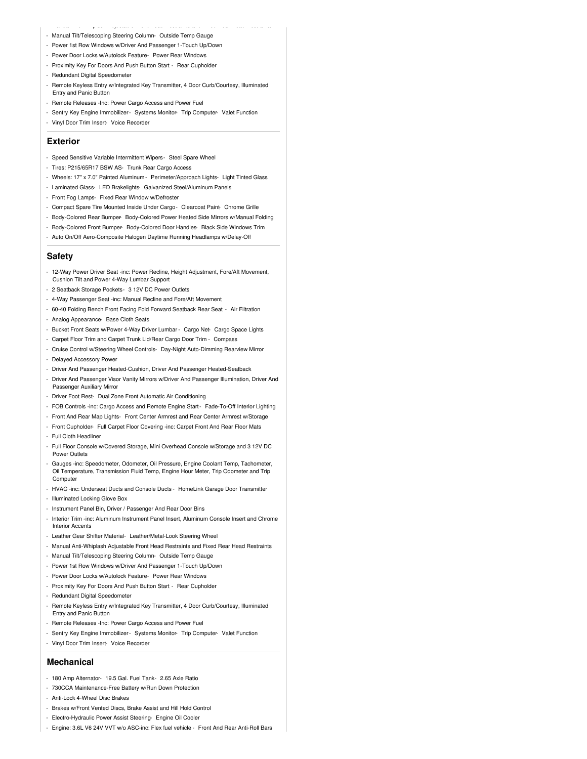- Manual Tilt/Telescoping Steering Column - Outside Temp Gauge
- Power 1st Row Windows w/Driver And Passenger 1-Touch Up/Down
- Power Door Locks w/Autolock Feature - Power Rear Windows
- Proximity Key For Doors And Push Button Start - Rear Cupholder
- Redundant Digital Speedometer
- Remote Keyless Entry w/Integrated Key Transmitter, 4 Door Curb/Courtesy, Illuminated Entry and Panic Button
- Remote Releases -Inc: Power Cargo Access and Power Fuel
- Sentry Key Engine Immobilizer - Systems Monitor - Trip Computer - Valet Function
- Vinyl Door Trim Insert - Voice Recorder

## Exterior

- Speed Sensitive Variable Intermittent Wipers - Steel Spare Wheel
- Tires: P215/65R17 BSW AS - Trunk Rear Cargo Access
- Wheels: 17" x 7.0" Painted Aluminum - Perimeter/Approach Lights - Light Tinted Glass
- Laminated Glass - LED Brakelights - Galvanized Steel/Aluminum Panels
- Front Fog Lamps - Fixed Rear Window w/Defroster
- Compact Spare Tire Mounted Inside Under Cargo - Clearcoat Paint - Chrome Grille
- Body-Colored Rear Bumper - Body-Colored Power Heated Side Mirrors w/Manual Folding
- Body-Colored Front Bumper - Body-Colored Door Handles - Black Side Windows Trim
- Auto On/Off Aero-Composite Halogen Daytime Running Headlamps w/Delay-Off

## Safety

- 12-Way Power Driver Seat -inc: Power Recline, Height Adjustment, Fore/Aft Movement, Cushion Tilt and Power 4-Way Lumbar Support
- 2 Seatback Storage Pockets - 3 12V DC Power Outlets
- 4-Way Passenger Seat -inc: Manual Recline and Fore/Aft Movement
- 60-40 Folding Bench Front Facing Fold Forward Seatback Rear Seat - Air Filtration
- Analog Appearance - Base Cloth Seats
- Bucket Front Seats w/Power 4-Way Driver Lumbar - Cargo Net - Cargo Space Lights
- Carpet Floor Trim and Carpet Trunk Lid/Rear Cargo Door Trim - Compass
- Cruise Control w/Steering Wheel Controls - Day-Night Auto-Dimming Rearview Mirror
- Delayed Accessory Power
- Driver And Passenger Heated-Cushion, Driver And Passenger Heated-Seatback
- Driver And Passenger Visor Vanity Mirrors w/Driver And Passenger Illumination, Driver And Passenger Auxiliary Mirror
- Driver Foot Rest - Dual Zone Front Automatic Air Conditioning
- FOB Controls -inc: Cargo Access and Remote Engine Start - Fade-To-Off Interior Lighting
- Front And Rear Map Lights - Front Center Armrest and Rear Center Armrest w/Storage
- Front Cupholder - Full Carpet Floor Covering -inc: Carpet Front And Rear Floor Mats
- Full Cloth Headliner
- Full Floor Console w/Covered Storage, Mini Overhead Console w/Storage and 3 12V DC Power Outlets
- Gauges -inc: Speedometer, Odometer, Oil Pressure, Engine Coolant Temp, Tachometer, Oil Temperature, Transmission Fluid Temp, Engine Hour Meter, Trip Odometer and Trip Computer
- HVAC -inc: Underseat Ducts and Console Ducts - HomeLink Garage Door Transmitter
- Illuminated Locking Glove Box
- Instrument Panel Bin, Driver / Passenger And Rear Door Bins
- Interior Trim -inc: Aluminum Instrument Panel Insert, Aluminum Console Insert and Chrome Interior Accents
- Leather Gear Shifter Material - Leather/Metal-Look Steering Wheel
- Manual Anti-Whiplash Adjustable Front Head Restraints and Fixed Rear Head Restraints
- Manual Tilt/Telescoping Steering Column - Outside Temp Gauge
- Power 1st Row Windows w/Driver And Passenger 1-Touch Up/Down
- Power Door Locks w/Autolock Feature - Power Rear Windows
- Proximity Key For Doors And Push Button Start - Rear Cupholder
- Redundant Digital Speedometer
- Remote Keyless Entry w/Integrated Key Transmitter, 4 Door Curb/Courtesy, Illuminated Entry and Panic Button
- Remote Releases -Inc: Power Cargo Access and Power Fuel
- Sentry Key Engine Immobilizer - Systems Monitor - Trip Computer - Valet Function
- Vinyl Door Trim Insert - Voice Recorder

## Mechanical

- 180 Amp Alternator - 19.5 Gal. Fuel Tank - 2.65 Axle Ratio
- 730CCA Maintenance-Free Battery w/Run Down Protection
- Anti-Lock 4-Wheel Disc Brakes
- Brakes w/Front Vented Discs, Brake Assist and Hill Hold Control
- Electro-Hydraulic Power Assist Steering - Engine Oil Cooler
- Engine: 3.6L V6 24V VVT w/o ASC-inc: Flex fuel vehicle - Front And Rear Anti-Roll Bars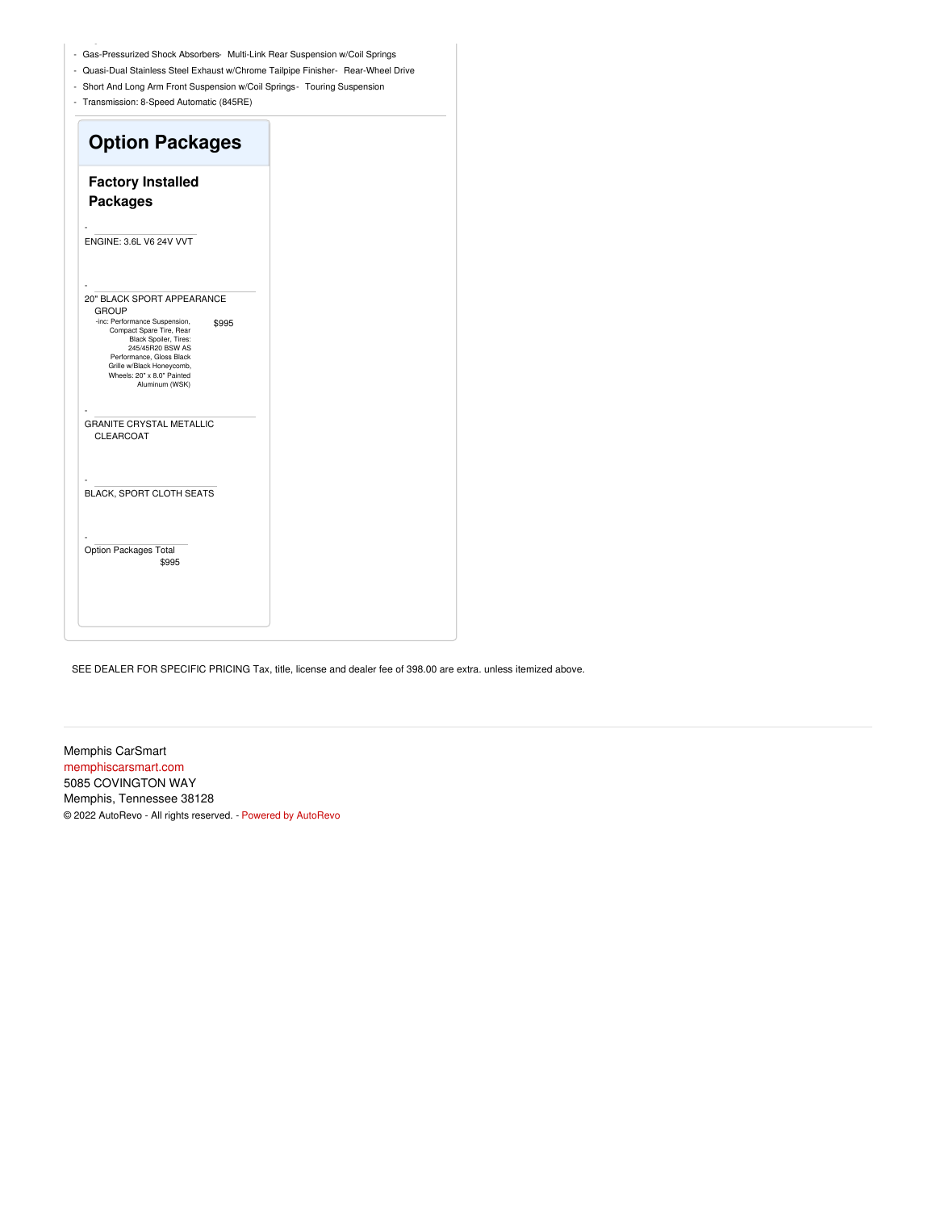- Gas-Pressurized Shock Absorbers- Multi-Link Rear Suspension w/Coil Springs
- Quasi-Dual Stainless Steel Exhaust w/Chrome Tailpipe Finisher- Rear-Wheel Drive
- Short And Long Arm Front Suspension w/Coil Springs- Touring Suspension
- Transmission: 8-Speed Automatic (845RE)

## Option Packages

### Factory Installed Packages

-

ENGINE: 3.6L V6 24V VVT

-

20" BLACK SPORT APPEARANCE GROUP — $995

-inc: Performance Suspension, Compact Spare Tire, Rear Black Spoiler, Tires: 245/45R20 BSW AS Performance, Gloss Black Grille w/Black Honeycomb, Wheels: 20" x 8.0" Painted Aluminum (WSK)

-

GRANITE CRYSTAL METALLIC CLEARCOAT

-

BLACK, SPORT CLOTH SEATS

-

Option Packages Total
$995

SEE DEALER FOR SPECIFIC PRICING Tax, title, license and dealer fee of 398.00 are extra. unless itemized above.

Memphis CarSmart
memphiscarsmart.com
5085 COVINGTON WAY
Memphis, Tennessee 38128
© 2022 AutoRevo - All rights reserved. - Powered by AutoRevo